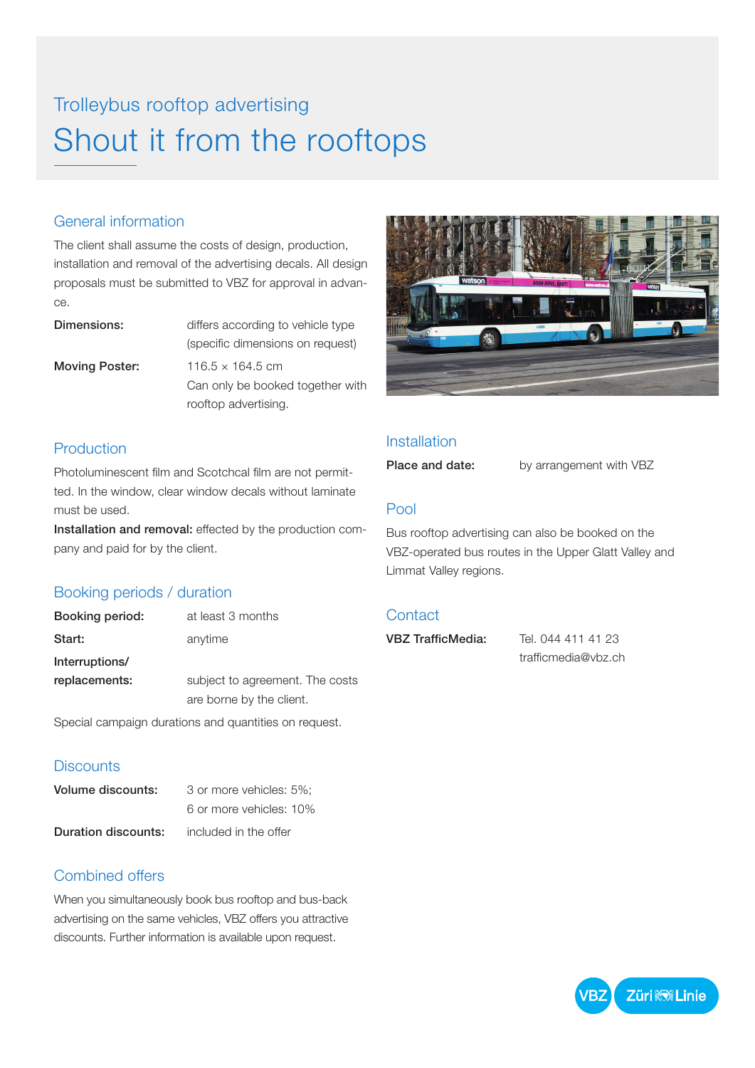Trolleybus rooftop advertising

# Shout it from the rooftops

## General information

The client shall assume the costs of design, production, installation and removal of the advertising decals. All design proposals must be submitted to VBZ for approval in advance.

**Dimensions:** differs according to vehicle type (specific dimensions on request)

**Moving Poster:** 116.5 × 164.5 cm
Can only be booked together with rooftop advertising.

## Production

Photoluminescent film and Scotchcal film are not permitted. In the window, clear window decals without laminate must be used.

**Installation and removal:** effected by the production company and paid for by the client.

## Booking periods / duration

**Booking period:** at least 3 months

**Start:** anytime

**Interruptions/ replacements:** subject to agreement. The costs are borne by the client.

Special campaign durations and quantities on request.

## Discounts

**Volume discounts:** 3 or more vehicles: 5%;
6 or more vehicles: 10%

**Duration discounts:** included in the offer

## Combined offers

When you simultaneously book bus rooftop and bus-back advertising on the same vehicles, VBZ offers you attractive discounts. Further information is available upon request.

## Installation

**Place and date:** by arrangement with VBZ

## Pool

Bus rooftop advertising can also be booked on the VBZ-operated bus routes in the Upper Glatt Valley and Limmat Valley regions.

## Contact

**VBZ TrafficMedia:** Tel. 044 411 41 23
trafficmedia@vbz.ch

VBZ Züri Linie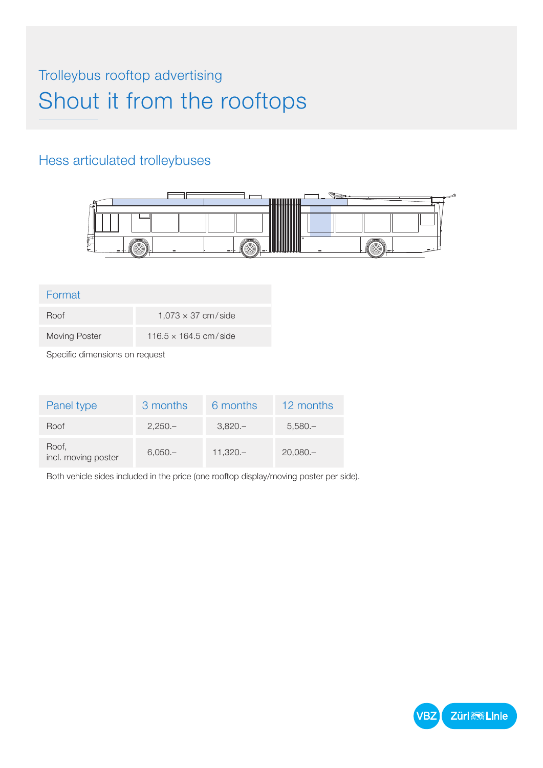Trolleybus rooftop advertising

# Shout it from the rooftops

## Hess articulated trolleybuses

| Format | |
|---|---|
| Roof | 1,073 × 37 cm / side |
| Moving Poster | 116.5 × 164.5 cm / side |

Specific dimensions on request

| Panel type | 3 months | 6 months | 12 months |
|---|---|---|---|
| Roof | 2,250.– | 3,820.– | 5,580.– |
| Roof, incl. moving poster | 6,050.– | 11,320.– | 20,080.– |

Both vehicle sides included in the price (one rooftop display/moving poster per side).

VBZ Züri Linie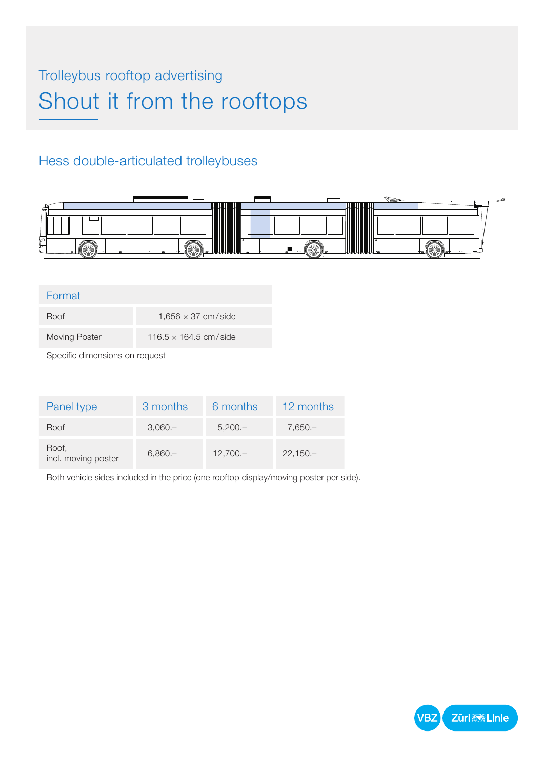Trolleybus rooftop advertising

# Shout it from the rooftops

## Hess double-articulated trolleybuses

| Format | |
|---|---|
| Roof | 1,656 × 37 cm / side |
| Moving Poster | 116.5 × 164.5 cm / side |

Specific dimensions on request

| Panel type | 3 months | 6 months | 12 months |
|---|---|---|---|
| Roof | 3,060.– | 5,200.– | 7,650.– |
| Roof, incl. moving poster | 6,860.– | 12,700.– | 22,150.– |

Both vehicle sides included in the price (one rooftop display/moving poster per side).

VBZ Züri Linie